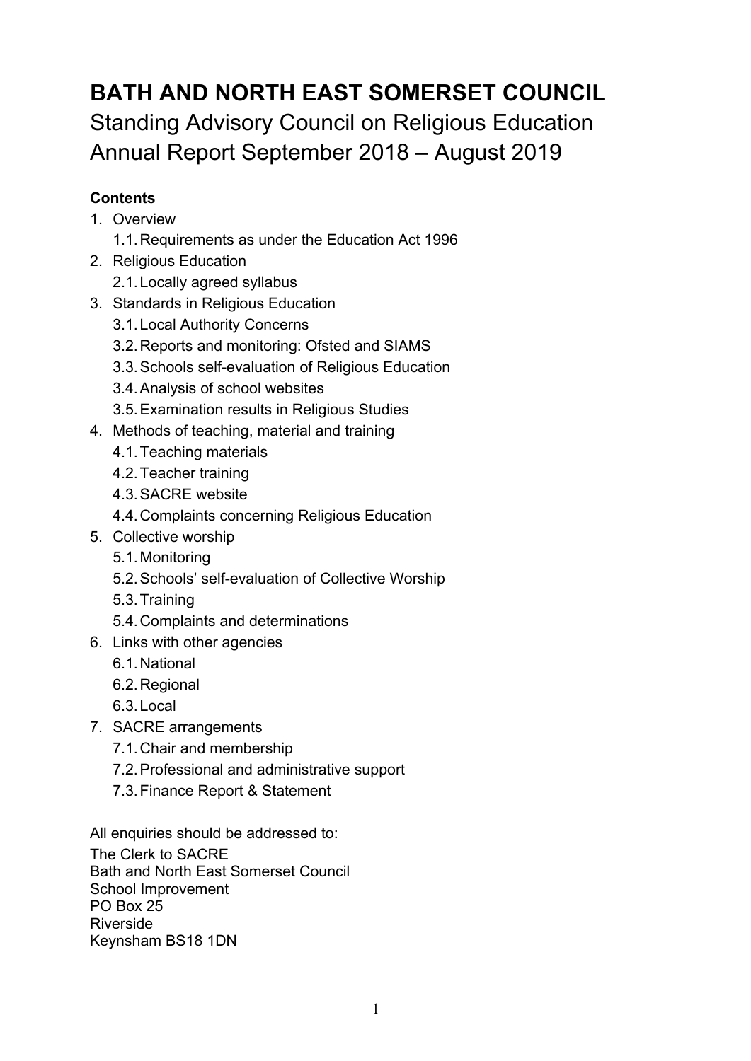# BATH AND NORTH EAST SOMERSET COUNCIL

Standing Advisory Council on Religious Education
Annual Report September 2018 – August 2019

**Contents**

1. Overview
   1.1. Requirements as under the Education Act 1996
2. Religious Education
   2.1. Locally agreed syllabus
3. Standards in Religious Education
   3.1. Local Authority Concerns
   3.2. Reports and monitoring: Ofsted and SIAMS
   3.3. Schools self-evaluation of Religious Education
   3.4. Analysis of school websites
   3.5. Examination results in Religious Studies
4. Methods of teaching, material and training
   4.1. Teaching materials
   4.2. Teacher training
   4.3. SACRE website
   4.4. Complaints concerning Religious Education
5. Collective worship
   5.1. Monitoring
   5.2. Schools' self-evaluation of Collective Worship
   5.3. Training
   5.4. Complaints and determinations
6. Links with other agencies
   6.1. National
   6.2. Regional
   6.3. Local
7. SACRE arrangements
   7.1. Chair and membership
   7.2. Professional and administrative support
   7.3. Finance Report & Statement

All enquiries should be addressed to:
The Clerk to SACRE
Bath and North East Somerset Council
School Improvement
PO Box 25
Riverside
Keynsham BS18 1DN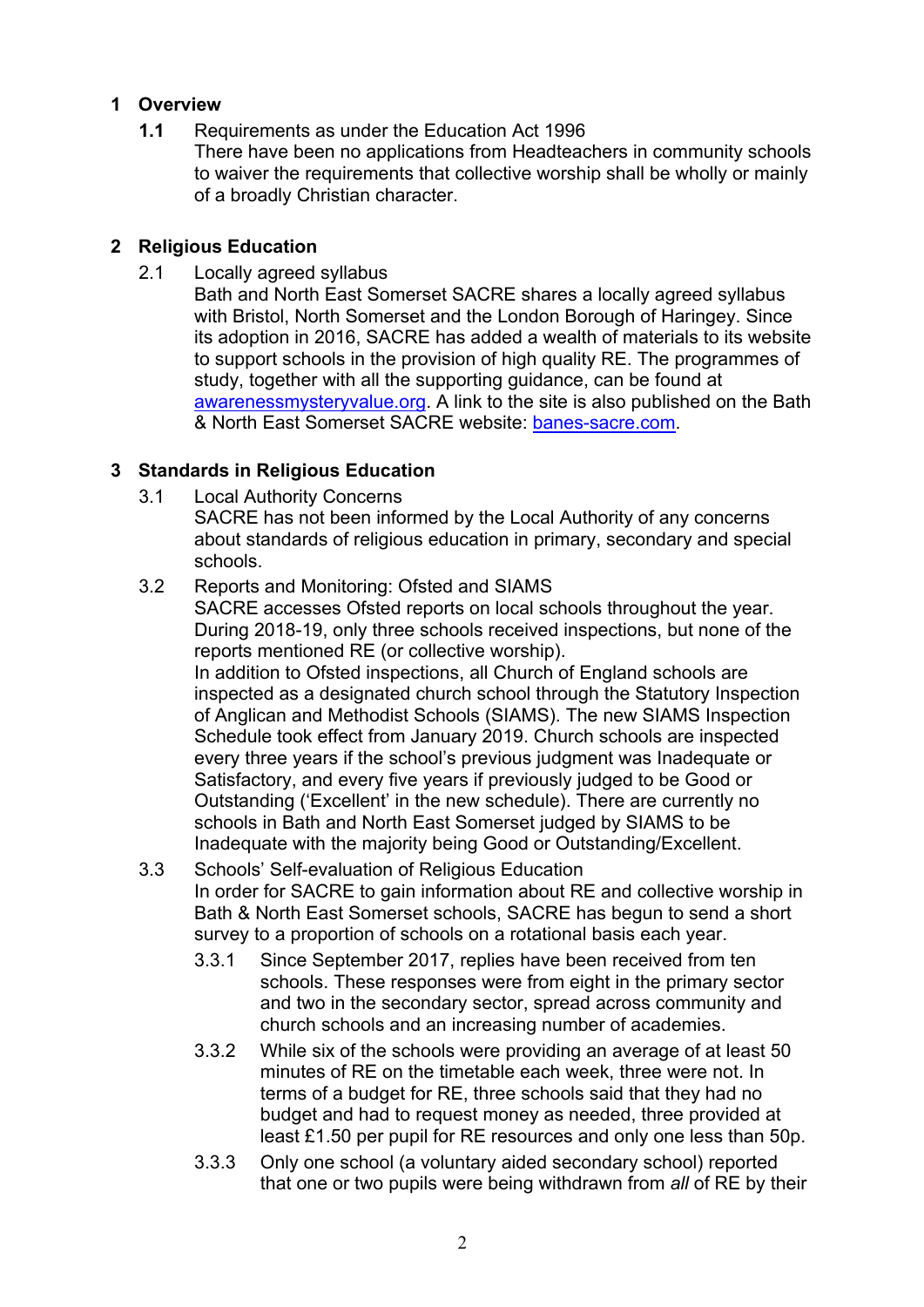## 1 Overview

**1.1** Requirements as under the Education Act 1996
There have been no applications from Headteachers in community schools to waiver the requirements that collective worship shall be wholly or mainly of a broadly Christian character.

## 2 Religious Education

2.1 Locally agreed syllabus
Bath and North East Somerset SACRE shares a locally agreed syllabus with Bristol, North Somerset and the London Borough of Haringey. Since its adoption in 2016, SACRE has added a wealth of materials to its website to support schools in the provision of high quality RE. The programmes of study, together with all the supporting guidance, can be found at [awarenessmysteryvalue.org](awarenessmysteryvalue.org). A link to the site is also published on the Bath & North East Somerset SACRE website: [banes-sacre.com](banes-sacre.com).

## 3 Standards in Religious Education

3.1 Local Authority Concerns
SACRE has not been informed by the Local Authority of any concerns about standards of religious education in primary, secondary and special schools.

3.2 Reports and Monitoring: Ofsted and SIAMS
SACRE accesses Ofsted reports on local schools throughout the year. During 2018-19, only three schools received inspections, but none of the reports mentioned RE (or collective worship).
In addition to Ofsted inspections, all Church of England schools are inspected as a designated church school through the Statutory Inspection of Anglican and Methodist Schools (SIAMS). The new SIAMS Inspection Schedule took effect from January 2019. Church schools are inspected every three years if the school's previous judgment was Inadequate or Satisfactory, and every five years if previously judged to be Good or Outstanding ('Excellent' in the new schedule). There are currently no schools in Bath and North East Somerset judged by SIAMS to be Inadequate with the majority being Good or Outstanding/Excellent.

3.3 Schools' Self-evaluation of Religious Education
In order for SACRE to gain information about RE and collective worship in Bath & North East Somerset schools, SACRE has begun to send a short survey to a proportion of schools on a rotational basis each year.

3.3.1 Since September 2017, replies have been received from ten schools. These responses were from eight in the primary sector and two in the secondary sector, spread across community and church schools and an increasing number of academies.

3.3.2 While six of the schools were providing an average of at least 50 minutes of RE on the timetable each week, three were not. In terms of a budget for RE, three schools said that they had no budget and had to request money as needed, three provided at least £1.50 per pupil for RE resources and only one less than 50p.

3.3.3 Only one school (a voluntary aided secondary school) reported that one or two pupils were being withdrawn from *all* of RE by their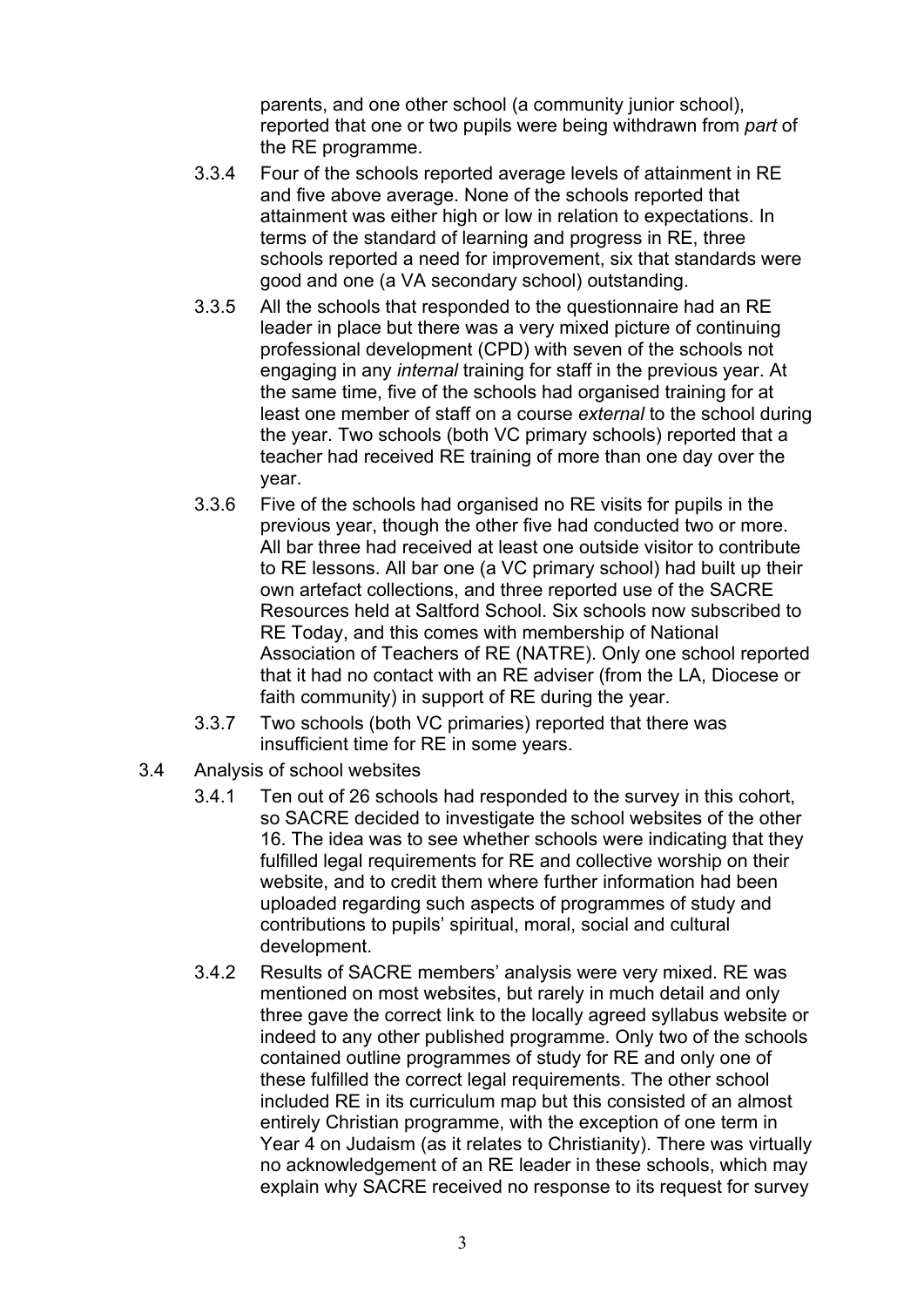parents, and one other school (a community junior school), reported that one or two pupils were being withdrawn from *part* of the RE programme.

3.3.4 Four of the schools reported average levels of attainment in RE and five above average. None of the schools reported that attainment was either high or low in relation to expectations. In terms of the standard of learning and progress in RE, three schools reported a need for improvement, six that standards were good and one (a VA secondary school) outstanding.

3.3.5 All the schools that responded to the questionnaire had an RE leader in place but there was a very mixed picture of continuing professional development (CPD) with seven of the schools not engaging in any *internal* training for staff in the previous year. At the same time, five of the schools had organised training for at least one member of staff on a course *external* to the school during the year. Two schools (both VC primary schools) reported that a teacher had received RE training of more than one day over the year.

3.3.6 Five of the schools had organised no RE visits for pupils in the previous year, though the other five had conducted two or more. All bar three had received at least one outside visitor to contribute to RE lessons. All bar one (a VC primary school) had built up their own artefact collections, and three reported use of the SACRE Resources held at Saltford School. Six schools now subscribed to RE Today, and this comes with membership of National Association of Teachers of RE (NATRE). Only one school reported that it had no contact with an RE adviser (from the LA, Diocese or faith community) in support of RE during the year.

3.3.7 Two schools (both VC primaries) reported that there was insufficient time for RE in some years.

3.4 Analysis of school websites

3.4.1 Ten out of 26 schools had responded to the survey in this cohort, so SACRE decided to investigate the school websites of the other 16. The idea was to see whether schools were indicating that they fulfilled legal requirements for RE and collective worship on their website, and to credit them where further information had been uploaded regarding such aspects of programmes of study and contributions to pupils' spiritual, moral, social and cultural development.

3.4.2 Results of SACRE members' analysis were very mixed. RE was mentioned on most websites, but rarely in much detail and only three gave the correct link to the locally agreed syllabus website or indeed to any other published programme. Only two of the schools contained outline programmes of study for RE and only one of these fulfilled the correct legal requirements. The other school included RE in its curriculum map but this consisted of an almost entirely Christian programme, with the exception of one term in Year 4 on Judaism (as it relates to Christianity). There was virtually no acknowledgement of an RE leader in these schools, which may explain why SACRE received no response to its request for survey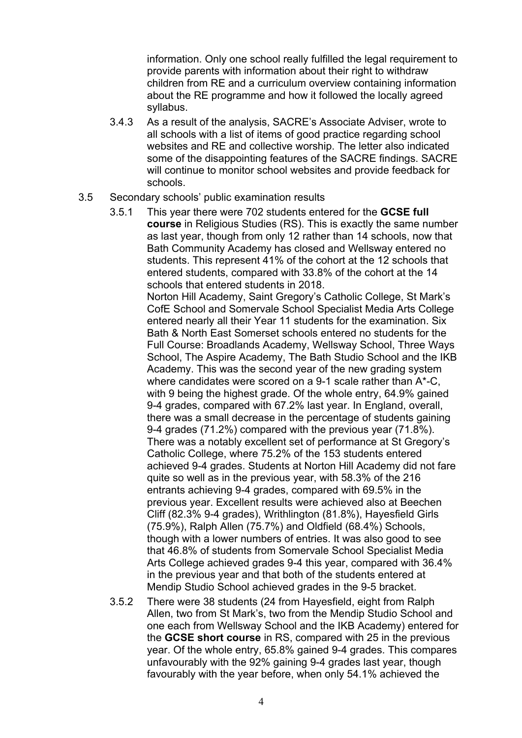information. Only one school really fulfilled the legal requirement to provide parents with information about their right to withdraw children from RE and a curriculum overview containing information about the RE programme and how it followed the locally agreed syllabus.

3.4.3 As a result of the analysis, SACRE's Associate Adviser, wrote to all schools with a list of items of good practice regarding school websites and RE and collective worship. The letter also indicated some of the disappointing features of the SACRE findings. SACRE will continue to monitor school websites and provide feedback for schools.

3.5 Secondary schools' public examination results

3.5.1 This year there were 702 students entered for the **GCSE full course** in Religious Studies (RS). This is exactly the same number as last year, though from only 12 rather than 14 schools, now that Bath Community Academy has closed and Wellsway entered no students. This represent 41% of the cohort at the 12 schools that entered students, compared with 33.8% of the cohort at the 14 schools that entered students in 2018.
Norton Hill Academy, Saint Gregory's Catholic College, St Mark's CofE School and Somervale School Specialist Media Arts College entered nearly all their Year 11 students for the examination. Six Bath & North East Somerset schools entered no students for the Full Course: Broadlands Academy, Wellsway School, Three Ways School, The Aspire Academy, The Bath Studio School and the IKB Academy. This was the second year of the new grading system where candidates were scored on a 9-1 scale rather than A*-C, with 9 being the highest grade. Of the whole entry, 64.9% gained 9-4 grades, compared with 67.2% last year. In England, overall, there was a small decrease in the percentage of students gaining 9-4 grades (71.2%) compared with the previous year (71.8%). There was a notably excellent set of performance at St Gregory's Catholic College, where 75.2% of the 153 students entered achieved 9-4 grades. Students at Norton Hill Academy did not fare quite so well as in the previous year, with 58.3% of the 216 entrants achieving 9-4 grades, compared with 69.5% in the previous year. Excellent results were achieved also at Beechen Cliff (82.3% 9-4 grades), Writhlington (81.8%), Hayesfield Girls (75.9%), Ralph Allen (75.7%) and Oldfield (68.4%) Schools, though with a lower numbers of entries. It was also good to see that 46.8% of students from Somervale School Specialist Media Arts College achieved grades 9-4 this year, compared with 36.4% in the previous year and that both of the students entered at Mendip Studio School achieved grades in the 9-5 bracket.

3.5.2 There were 38 students (24 from Hayesfield, eight from Ralph Allen, two from St Mark's, two from the Mendip Studio School and one each from Wellsway School and the IKB Academy) entered for the **GCSE short course** in RS, compared with 25 in the previous year. Of the whole entry, 65.8% gained 9-4 grades. This compares unfavourably with the 92% gaining 9-4 grades last year, though favourably with the year before, when only 54.1% achieved the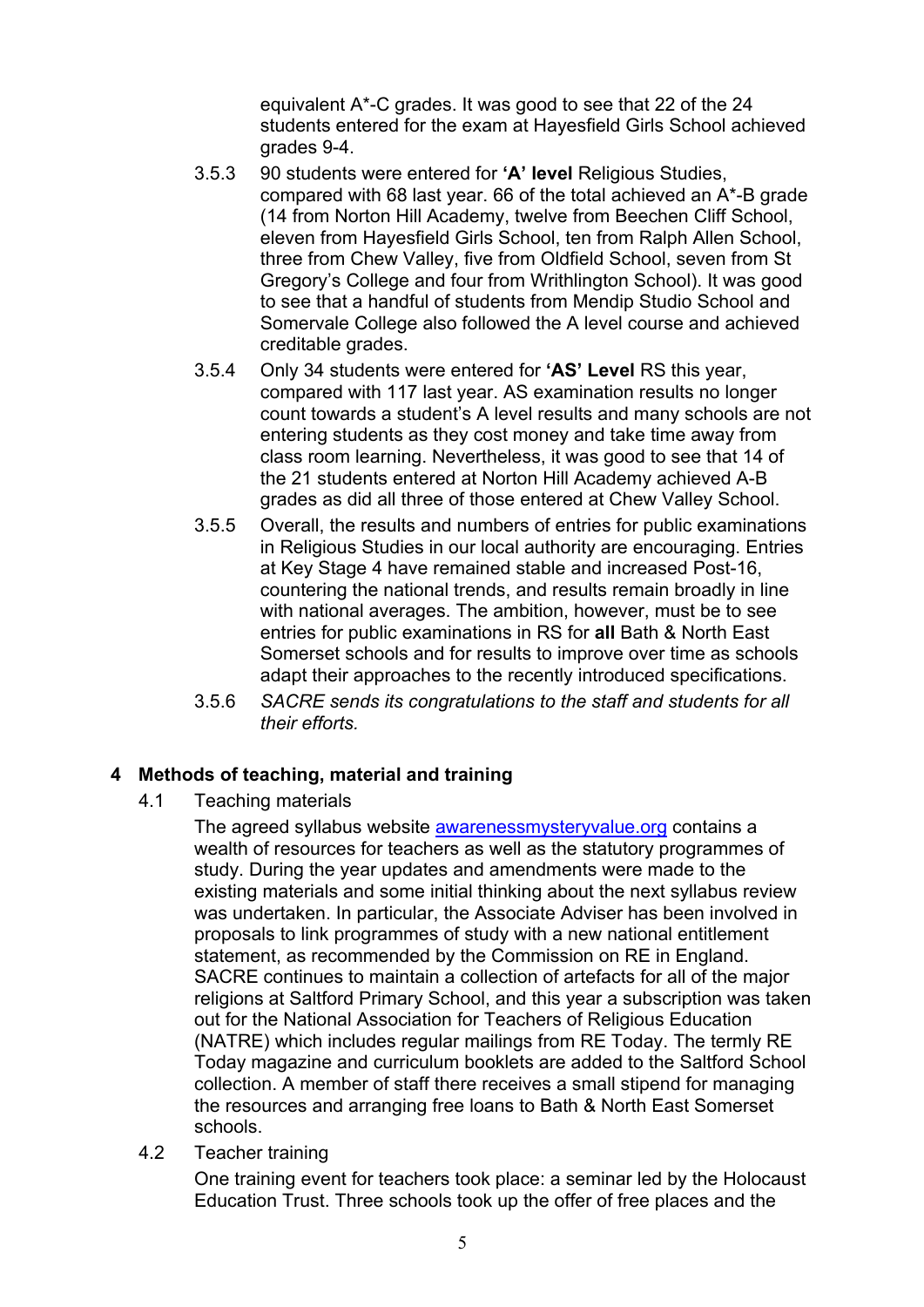equivalent A*-C grades. It was good to see that 22 of the 24 students entered for the exam at Hayesfield Girls School achieved grades 9-4.

3.5.3 90 students were entered for **'A' level** Religious Studies, compared with 68 last year. 66 of the total achieved an A*-B grade (14 from Norton Hill Academy, twelve from Beechen Cliff School, eleven from Hayesfield Girls School, ten from Ralph Allen School, three from Chew Valley, five from Oldfield School, seven from St Gregory's College and four from Writhlington School). It was good to see that a handful of students from Mendip Studio School and Somervale College also followed the A level course and achieved creditable grades.

3.5.4 Only 34 students were entered for **'AS' Level** RS this year, compared with 117 last year. AS examination results no longer count towards a student's A level results and many schools are not entering students as they cost money and take time away from class room learning. Nevertheless, it was good to see that 14 of the 21 students entered at Norton Hill Academy achieved A-B grades as did all three of those entered at Chew Valley School.

3.5.5 Overall, the results and numbers of entries for public examinations in Religious Studies in our local authority are encouraging. Entries at Key Stage 4 have remained stable and increased Post-16, countering the national trends, and results remain broadly in line with national averages. The ambition, however, must be to see entries for public examinations in RS for **all** Bath & North East Somerset schools and for results to improve over time as schools adapt their approaches to the recently introduced specifications.

3.5.6 *SACRE sends its congratulations to the staff and students for all their efforts.*

## 4 Methods of teaching, material and training

4.1 Teaching materials

The agreed syllabus website [awarenessmysteryvalue.org](awarenessmysteryvalue.org) contains a wealth of resources for teachers as well as the statutory programmes of study. During the year updates and amendments were made to the existing materials and some initial thinking about the next syllabus review was undertaken. In particular, the Associate Adviser has been involved in proposals to link programmes of study with a new national entitlement statement, as recommended by the Commission on RE in England. SACRE continues to maintain a collection of artefacts for all of the major religions at Saltford Primary School, and this year a subscription was taken out for the National Association for Teachers of Religious Education (NATRE) which includes regular mailings from RE Today. The termly RE Today magazine and curriculum booklets are added to the Saltford School collection. A member of staff there receives a small stipend for managing the resources and arranging free loans to Bath & North East Somerset schools.

4.2 Teacher training

One training event for teachers took place: a seminar led by the Holocaust Education Trust. Three schools took up the offer of free places and the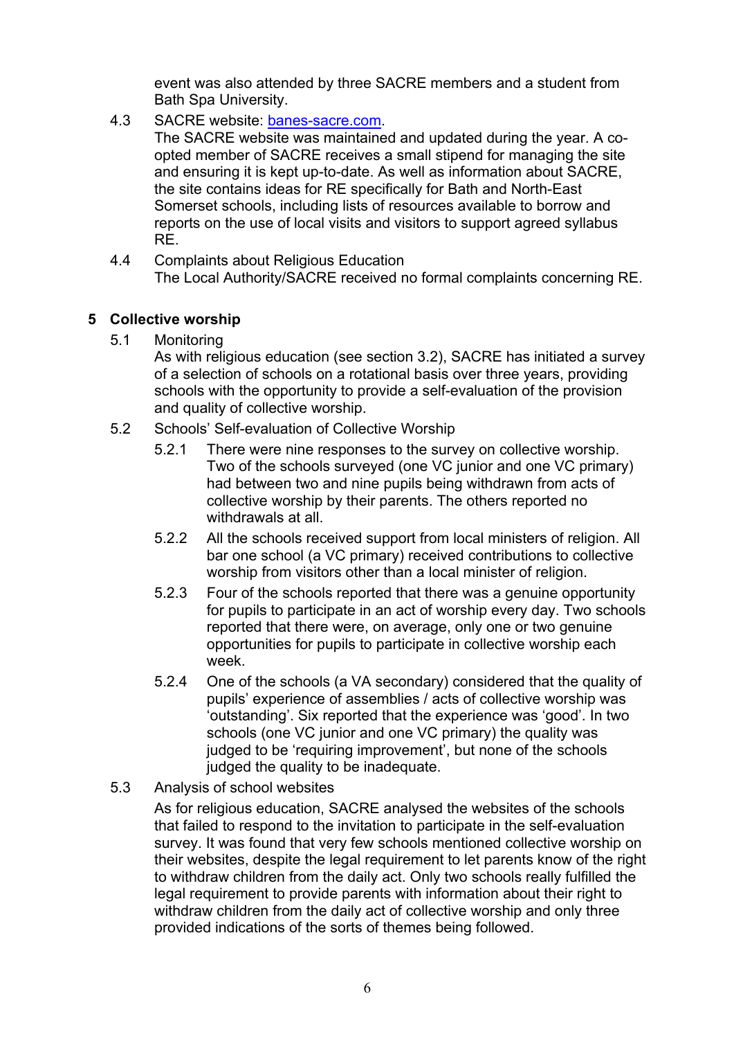event was also attended by three SACRE members and a student from Bath Spa University.

4.3 SACRE website: [banes-sacre.com](banes-sacre.com).
The SACRE website was maintained and updated during the year. A co-opted member of SACRE receives a small stipend for managing the site and ensuring it is kept up-to-date. As well as information about SACRE, the site contains ideas for RE specifically for Bath and North-East Somerset schools, including lists of resources available to borrow and reports on the use of local visits and visitors to support agreed syllabus RE.

4.4 Complaints about Religious Education
The Local Authority/SACRE received no formal complaints concerning RE.

## 5 Collective worship

5.1 Monitoring
As with religious education (see section 3.2), SACRE has initiated a survey of a selection of schools on a rotational basis over three years, providing schools with the opportunity to provide a self-evaluation of the provision and quality of collective worship.

5.2 Schools' Self-evaluation of Collective Worship

5.2.1 There were nine responses to the survey on collective worship. Two of the schools surveyed (one VC junior and one VC primary) had between two and nine pupils being withdrawn from acts of collective worship by their parents. The others reported no withdrawals at all.

5.2.2 All the schools received support from local ministers of religion. All bar one school (a VC primary) received contributions to collective worship from visitors other than a local minister of religion.

5.2.3 Four of the schools reported that there was a genuine opportunity for pupils to participate in an act of worship every day. Two schools reported that there were, on average, only one or two genuine opportunities for pupils to participate in collective worship each week.

5.2.4 One of the schools (a VA secondary) considered that the quality of pupils' experience of assemblies / acts of collective worship was 'outstanding'. Six reported that the experience was 'good'. In two schools (one VC junior and one VC primary) the quality was judged to be 'requiring improvement', but none of the schools judged the quality to be inadequate.

5.3 Analysis of school websites
As for religious education, SACRE analysed the websites of the schools that failed to respond to the invitation to participate in the self-evaluation survey. It was found that very few schools mentioned collective worship on their websites, despite the legal requirement to let parents know of the right to withdraw children from the daily act. Only two schools really fulfilled the legal requirement to provide parents with information about their right to withdraw children from the daily act of collective worship and only three provided indications of the sorts of themes being followed.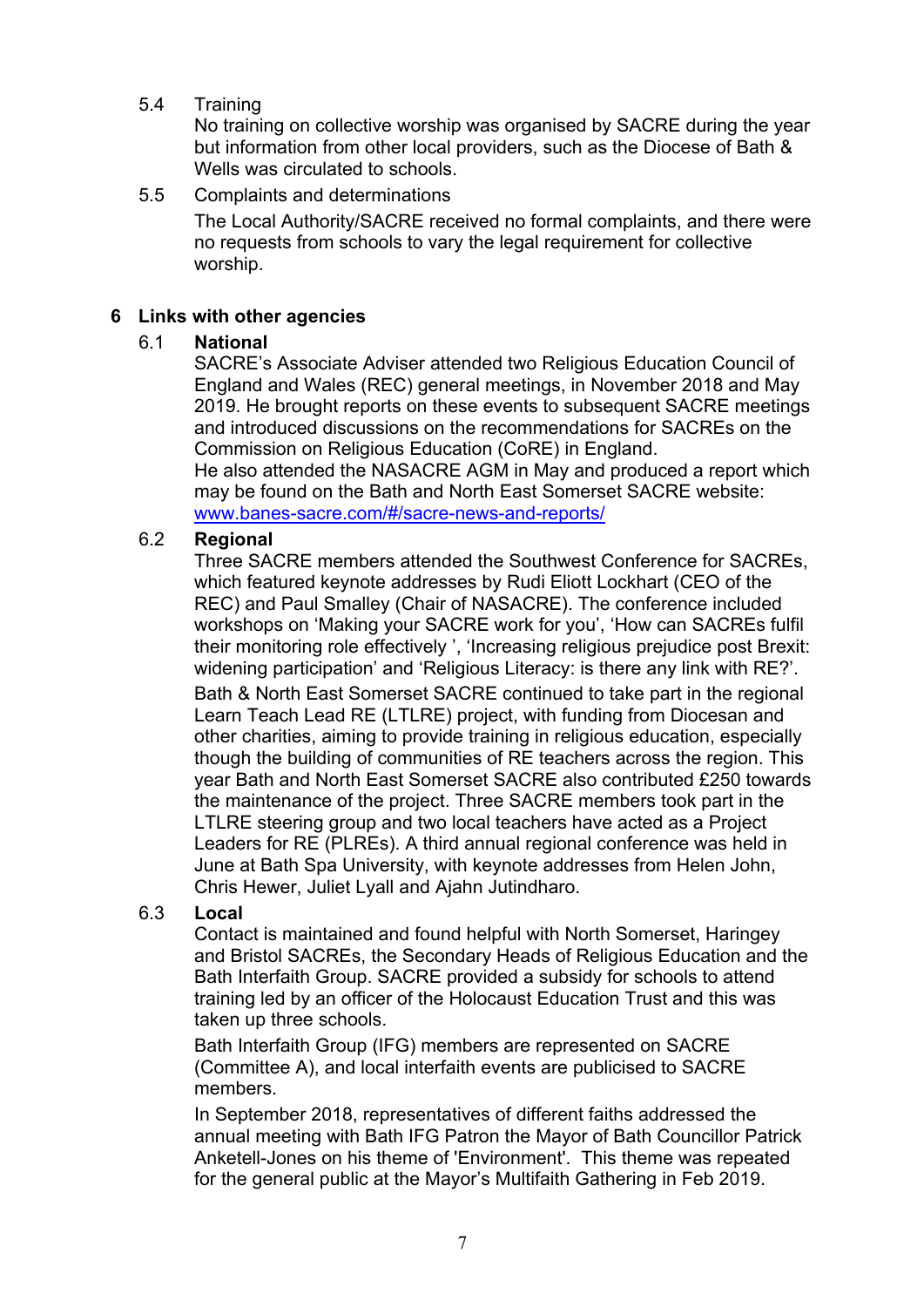5.4 Training

No training on collective worship was organised by SACRE during the year but information from other local providers, such as the Diocese of Bath & Wells was circulated to schools.

5.5 Complaints and determinations

The Local Authority/SACRE received no formal complaints, and there were no requests from schools to vary the legal requirement for collective worship.

## 6 Links with other agencies

### 6.1 National

SACRE's Associate Adviser attended two Religious Education Council of England and Wales (REC) general meetings, in November 2018 and May 2019. He brought reports on these events to subsequent SACRE meetings and introduced discussions on the recommendations for SACREs on the Commission on Religious Education (CoRE) in England.

He also attended the NASACRE AGM in May and produced a report which may be found on the Bath and North East Somerset SACRE website: [www.banes-sacre.com/#/sacre-news-and-reports/](www.banes-sacre.com/#/sacre-news-and-reports/)

### 6.2 Regional

Three SACRE members attended the Southwest Conference for SACREs, which featured keynote addresses by Rudi Eliott Lockhart (CEO of the REC) and Paul Smalley (Chair of NASACRE). The conference included workshops on 'Making your SACRE work for you', 'How can SACREs fulfil their monitoring role effectively ', 'Increasing religious prejudice post Brexit: widening participation' and 'Religious Literacy: is there any link with RE?'.

Bath & North East Somerset SACRE continued to take part in the regional Learn Teach Lead RE (LTLRE) project, with funding from Diocesan and other charities, aiming to provide training in religious education, especially though the building of communities of RE teachers across the region. This year Bath and North East Somerset SACRE also contributed £250 towards the maintenance of the project. Three SACRE members took part in the LTLRE steering group and two local teachers have acted as a Project Leaders for RE (PLREs). A third annual regional conference was held in June at Bath Spa University, with keynote addresses from Helen John, Chris Hewer, Juliet Lyall and Ajahn Jutindharo.

### 6.3 Local

Contact is maintained and found helpful with North Somerset, Haringey and Bristol SACREs, the Secondary Heads of Religious Education and the Bath Interfaith Group. SACRE provided a subsidy for schools to attend training led by an officer of the Holocaust Education Trust and this was taken up three schools.

Bath Interfaith Group (IFG) members are represented on SACRE (Committee A), and local interfaith events are publicised to SACRE members.

In September 2018, representatives of different faiths addressed the annual meeting with Bath IFG Patron the Mayor of Bath Councillor Patrick Anketell-Jones on his theme of 'Environment'. This theme was repeated for the general public at the Mayor's Multifaith Gathering in Feb 2019.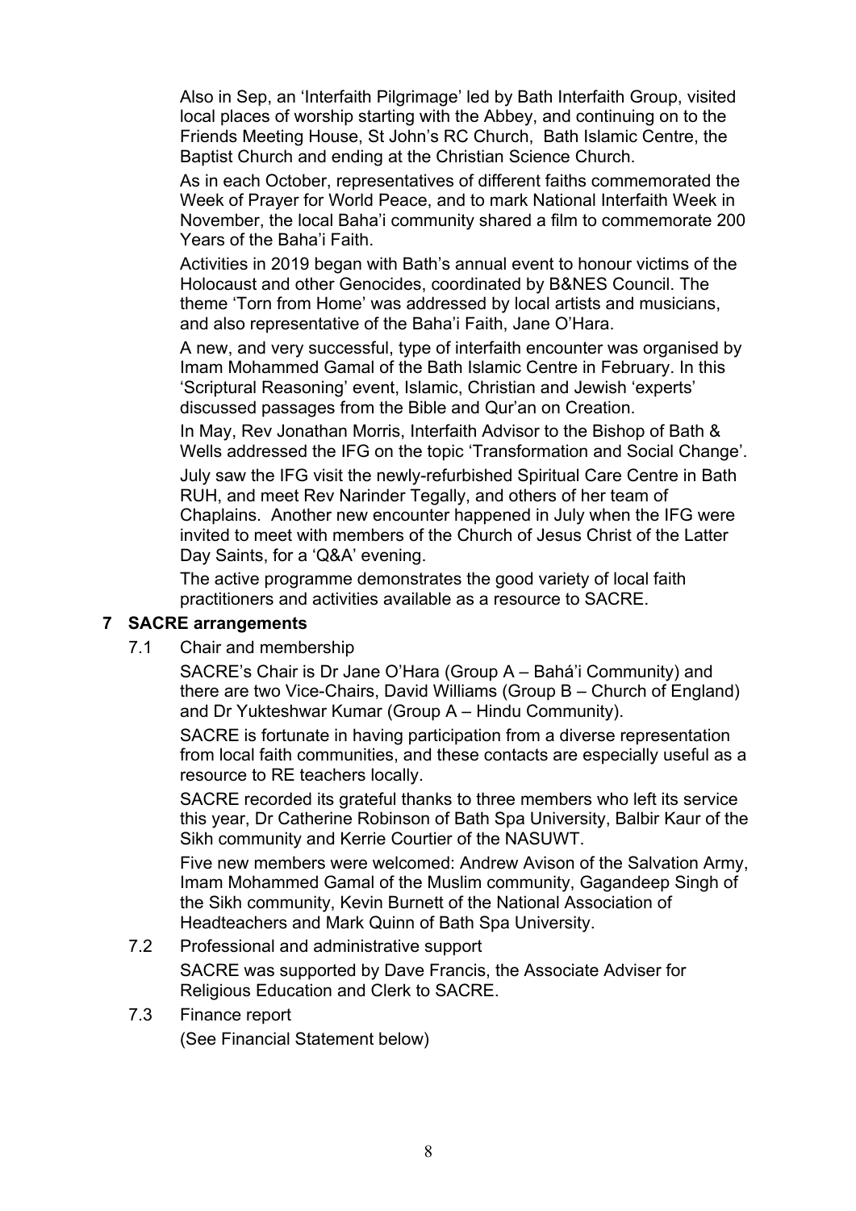Also in Sep, an 'Interfaith Pilgrimage' led by Bath Interfaith Group, visited local places of worship starting with the Abbey, and continuing on to the Friends Meeting House, St John's RC Church, Bath Islamic Centre, the Baptist Church and ending at the Christian Science Church.

As in each October, representatives of different faiths commemorated the Week of Prayer for World Peace, and to mark National Interfaith Week in November, the local Baha'i community shared a film to commemorate 200 Years of the Baha'i Faith.

Activities in 2019 began with Bath's annual event to honour victims of the Holocaust and other Genocides, coordinated by B&NES Council. The theme 'Torn from Home' was addressed by local artists and musicians, and also representative of the Baha'i Faith, Jane O'Hara.

A new, and very successful, type of interfaith encounter was organised by Imam Mohammed Gamal of the Bath Islamic Centre in February. In this 'Scriptural Reasoning' event, Islamic, Christian and Jewish 'experts' discussed passages from the Bible and Qur'an on Creation.

In May, Rev Jonathan Morris, Interfaith Advisor to the Bishop of Bath & Wells addressed the IFG on the topic 'Transformation and Social Change'.

July saw the IFG visit the newly-refurbished Spiritual Care Centre in Bath RUH, and meet Rev Narinder Tegally, and others of her team of Chaplains. Another new encounter happened in July when the IFG were invited to meet with members of the Church of Jesus Christ of the Latter Day Saints, for a 'Q&A' evening.

The active programme demonstrates the good variety of local faith practitioners and activities available as a resource to SACRE.

## 7 SACRE arrangements

7.1 Chair and membership

SACRE's Chair is Dr Jane O'Hara (Group A – Bahá'i Community) and there are two Vice-Chairs, David Williams (Group B – Church of England) and Dr Yukteshwar Kumar (Group A – Hindu Community).

SACRE is fortunate in having participation from a diverse representation from local faith communities, and these contacts are especially useful as a resource to RE teachers locally.

SACRE recorded its grateful thanks to three members who left its service this year, Dr Catherine Robinson of Bath Spa University, Balbir Kaur of the Sikh community and Kerrie Courtier of the NASUWT.

Five new members were welcomed: Andrew Avison of the Salvation Army, Imam Mohammed Gamal of the Muslim community, Gagandeep Singh of the Sikh community, Kevin Burnett of the National Association of Headteachers and Mark Quinn of Bath Spa University.

7.2 Professional and administrative support

SACRE was supported by Dave Francis, the Associate Adviser for Religious Education and Clerk to SACRE.

7.3 Finance report

(See Financial Statement below)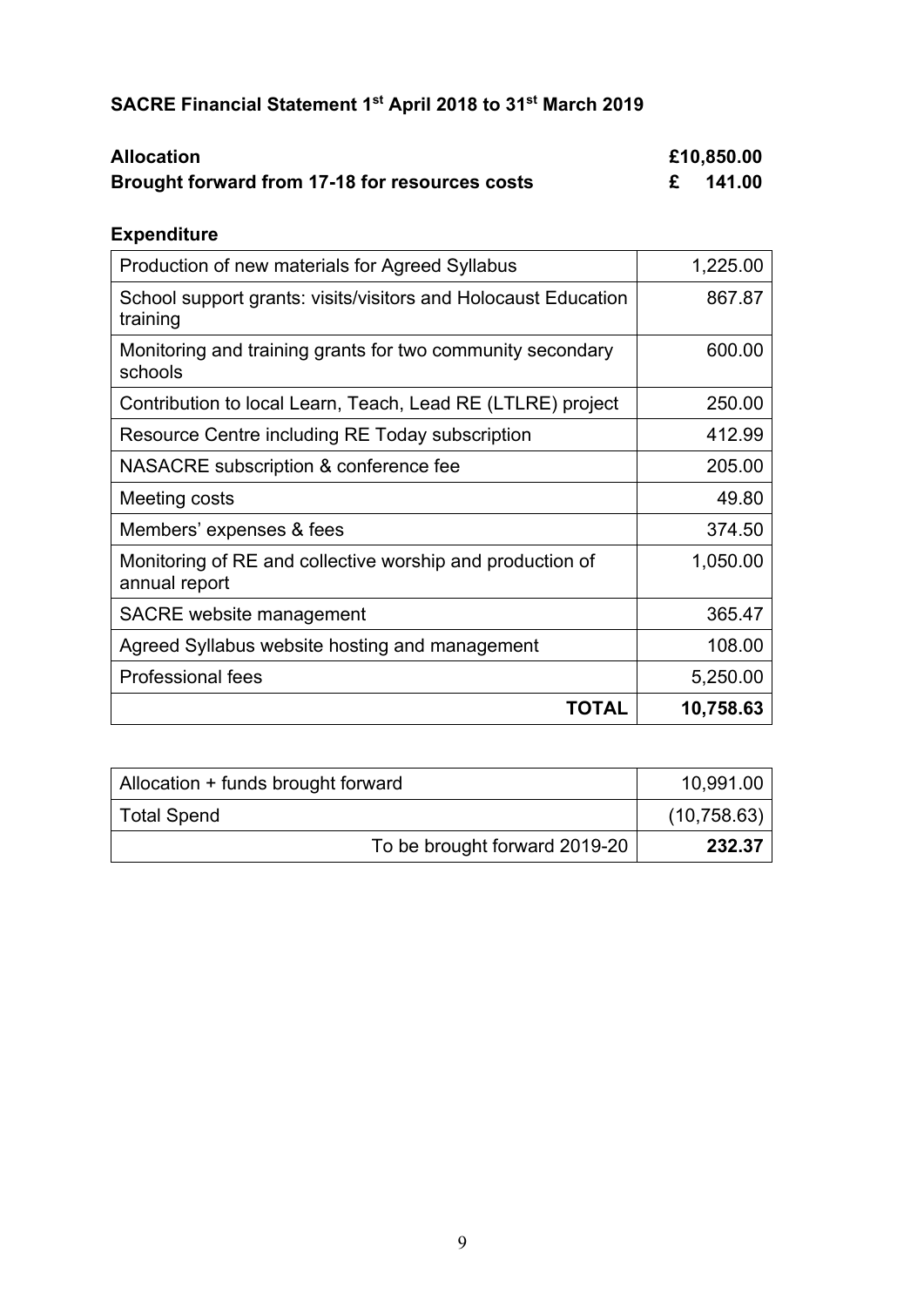## SACRE Financial Statement 1st April 2018 to 31st March 2019

| | |
|---|---|
| **Allocation** | **£10,850.00** |
| **Brought forward from 17-18 for resources costs** | **£ 141.00** |

### Expenditure

| | |
|---|---|
| Production of new materials for Agreed Syllabus | 1,225.00 |
| School support grants: visits/visitors and Holocaust Education training | 867.87 |
| Monitoring and training grants for two community secondary schools | 600.00 |
| Contribution to local Learn, Teach, Lead RE (LTLRE) project | 250.00 |
| Resource Centre including RE Today subscription | 412.99 |
| NASACRE subscription & conference fee | 205.00 |
| Meeting costs | 49.80 |
| Members' expenses & fees | 374.50 |
| Monitoring of RE and collective worship and production of annual report | 1,050.00 |
| SACRE website management | 365.47 |
| Agreed Syllabus website hosting and management | 108.00 |
| Professional fees | 5,250.00 |
| **TOTAL** | **10,758.63** |

| | |
|---|---|
| Allocation + funds brought forward | 10,991.00 |
| Total Spend | (10,758.63) |
| To be brought forward 2019-20 | **232.37** |